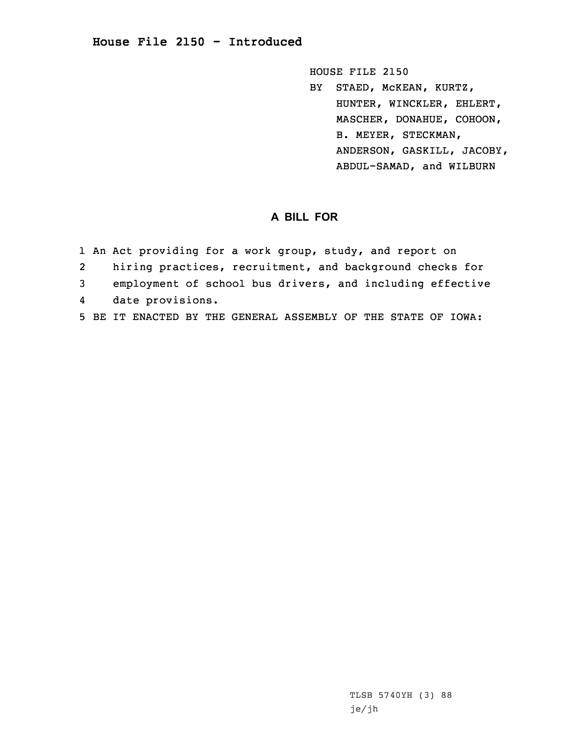# House File 2150 - Introduced

HOUSE FILE 2150
BY STAED, McKEAN, KURTZ, HUNTER, WINCKLER, EHLERT, MASCHER, DONAHUE, COHOON, B. MEYER, STECKMAN, ANDERSON, GASKILL, JACOBY, ABDUL-SAMAD, and WILBURN

## A BILL FOR

1 An Act providing for a work group, study, and report on
2 hiring practices, recruitment, and background checks for
3 employment of school bus drivers, and including effective
4 date provisions.
5 BE IT ENACTED BY THE GENERAL ASSEMBLY OF THE STATE OF IOWA:

TLSB 5740YH (3) 88
je/jh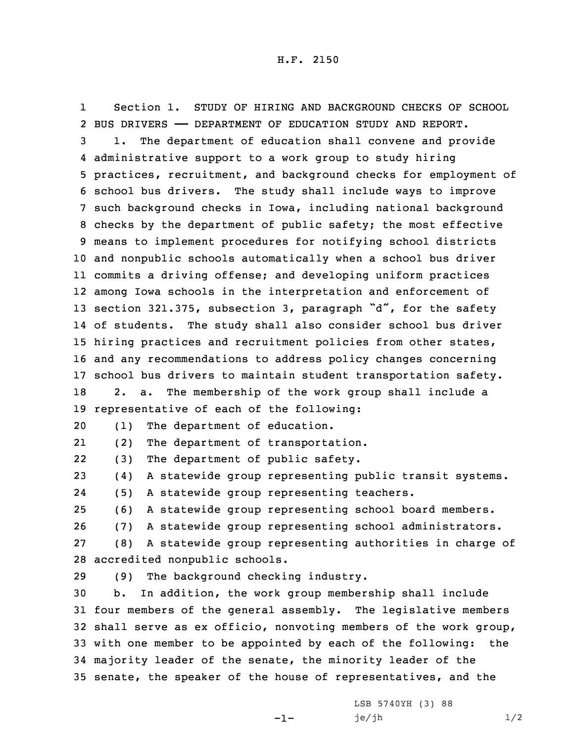H.F. 2150

Section 1. STUDY OF HIRING AND BACKGROUND CHECKS OF SCHOOL BUS DRIVERS —— DEPARTMENT OF EDUCATION STUDY AND REPORT.

1. The department of education shall convene and provide administrative support to a work group to study hiring practices, recruitment, and background checks for employment of school bus drivers. The study shall include ways to improve such background checks in Iowa, including national background checks by the department of public safety; the most effective means to implement procedures for notifying school districts and nonpublic schools automatically when a school bus driver commits a driving offense; and developing uniform practices among Iowa schools in the interpretation and enforcement of section 321.375, subsection 3, paragraph "d", for the safety of students. The study shall also consider school bus driver hiring practices and recruitment policies from other states, and any recommendations to address policy changes concerning school bus drivers to maintain student transportation safety.

2. a. The membership of the work group shall include a representative of each of the following:

(1) The department of education.

(2) The department of transportation.

(3) The department of public safety.

(4) A statewide group representing public transit systems.

(5) A statewide group representing teachers.

(6) A statewide group representing school board members.

(7) A statewide group representing school administrators.

(8) A statewide group representing authorities in charge of accredited nonpublic schools.

(9) The background checking industry.

b. In addition, the work group membership shall include four members of the general assembly. The legislative members shall serve as ex officio, nonvoting members of the work group, with one member to be appointed by each of the following: the majority leader of the senate, the minority leader of the senate, the speaker of the house of representatives, and the

LSB 5740YH (3) 88

je/jh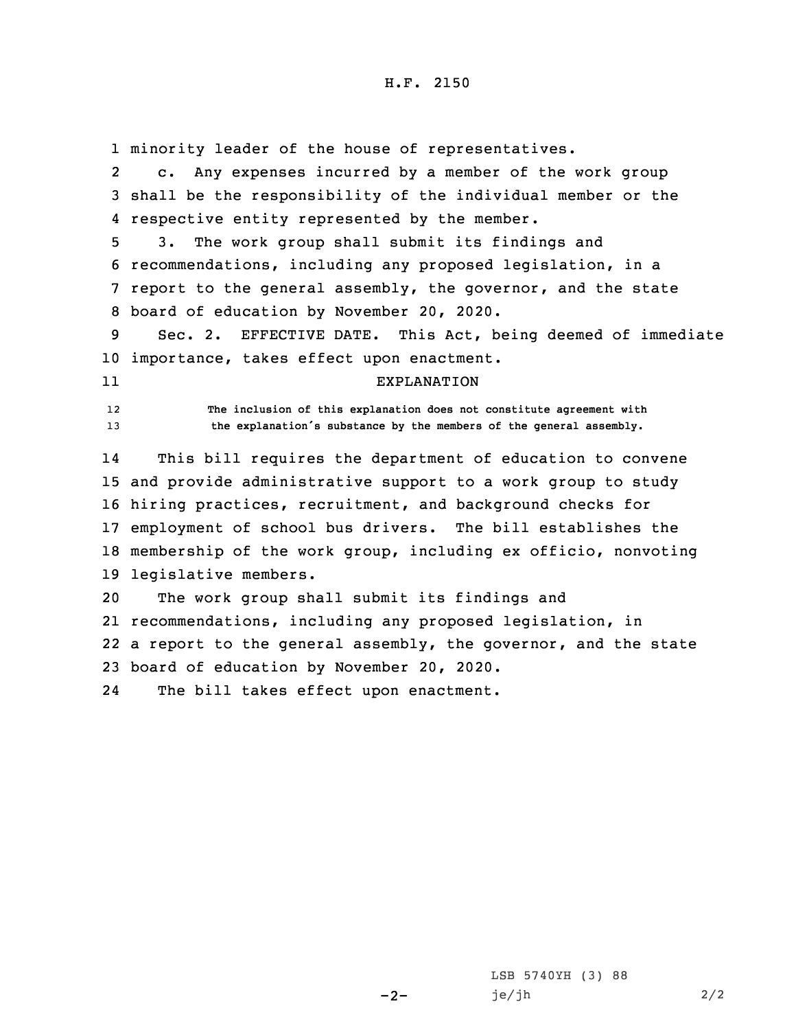minority leader of the house of representatives.

c. Any expenses incurred by a member of the work group shall be the responsibility of the individual member or the respective entity represented by the member.

3. The work group shall submit its findings and recommendations, including any proposed legislation, in a report to the general assembly, the governor, and the state board of education by November 20, 2020.

Sec. 2. EFFECTIVE DATE. This Act, being deemed of immediate importance, takes effect upon enactment.

EXPLANATION

The inclusion of this explanation does not constitute agreement with the explanation's substance by the members of the general assembly.

This bill requires the department of education to convene and provide administrative support to a work group to study hiring practices, recruitment, and background checks for employment of school bus drivers. The bill establishes the membership of the work group, including ex officio, nonvoting legislative members.

The work group shall submit its findings and recommendations, including any proposed legislation, in a report to the general assembly, the governor, and the state board of education by November 20, 2020.

The bill takes effect upon enactment.

LSB 5740YH (3) 88

je/jh